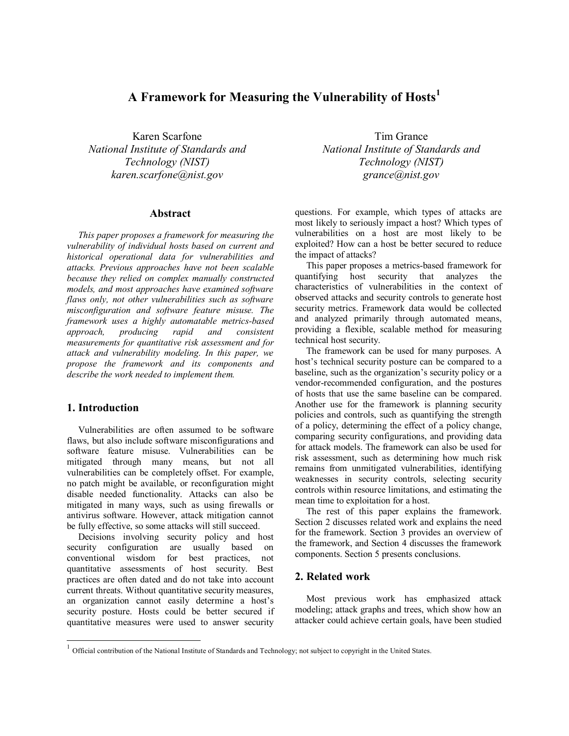# A Framework for Measuring the Vulnerability of Hosts[1]

Karen Scarfone
*National Institute of Standards and Technology (NIST)*
*karen.scarfone@nist.gov*

Tim Grance
*National Institute of Standards and Technology (NIST)*
*grance@nist.gov*

## Abstract

*This paper proposes a framework for measuring the vulnerability of individual hosts based on current and historical operational data for vulnerabilities and attacks. Previous approaches have not been scalable because they relied on complex manually constructed models, and most approaches have examined software flaws only, not other vulnerabilities such as software misconfiguration and software feature misuse. The framework uses a highly automatable metrics-based approach, producing rapid and consistent measurements for quantitative risk assessment and for attack and vulnerability modeling. In this paper, we propose the framework and its components and describe the work needed to implement them.*

## 1. Introduction

Vulnerabilities are often assumed to be software flaws, but also include software misconfigurations and software feature misuse. Vulnerabilities can be mitigated through many means, but not all vulnerabilities can be completely offset. For example, no patch might be available, or reconfiguration might disable needed functionality. Attacks can also be mitigated in many ways, such as using firewalls or antivirus software. However, attack mitigation cannot be fully effective, so some attacks will still succeed.

Decisions involving security policy and host security configuration are usually based on conventional wisdom for best practices, not quantitative assessments of host security. Best practices are often dated and do not take into account current threats. Without quantitative security measures, an organization cannot easily determine a host's security posture. Hosts could be better secured if quantitative measures were used to answer security questions. For example, which types of attacks are most likely to seriously impact a host? Which types of vulnerabilities on a host are most likely to be exploited? How can a host be better secured to reduce the impact of attacks?

This paper proposes a metrics-based framework for quantifying host security that analyzes the characteristics of vulnerabilities in the context of observed attacks and security controls to generate host security metrics. Framework data would be collected and analyzed primarily through automated means, providing a flexible, scalable method for measuring technical host security.

The framework can be used for many purposes. A host's technical security posture can be compared to a baseline, such as the organization's security policy or a vendor-recommended configuration, and the postures of hosts that use the same baseline can be compared. Another use for the framework is planning security policies and controls, such as quantifying the strength of a policy, determining the effect of a policy change, comparing security configurations, and providing data for attack models. The framework can also be used for risk assessment, such as determining how much risk remains from unmitigated vulnerabilities, identifying weaknesses in security controls, selecting security controls within resource limitations, and estimating the mean time to exploitation for a host.

The rest of this paper explains the framework. Section 2 discusses related work and explains the need for the framework. Section 3 provides an overview of the framework, and Section 4 discusses the framework components. Section 5 presents conclusions.

## 2. Related work

Most previous work has emphasized attack modeling; attack graphs and trees, which show how an attacker could achieve certain goals, have been studied

[1] Official contribution of the National Institute of Standards and Technology; not subject to copyright in the United States.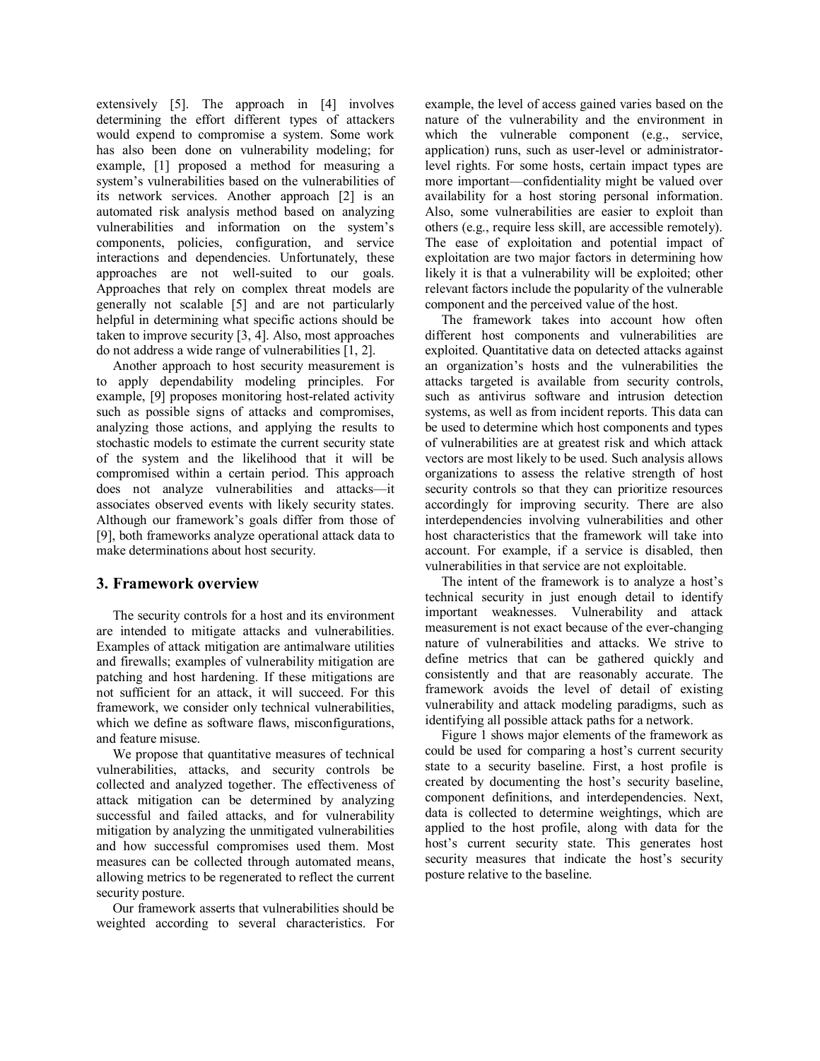extensively [5]. The approach in [4] involves determining the effort different types of attackers would expend to compromise a system. Some work has also been done on vulnerability modeling; for example, [1] proposed a method for measuring a system's vulnerabilities based on the vulnerabilities of its network services. Another approach [2] is an automated risk analysis method based on analyzing vulnerabilities and information on the system's components, policies, configuration, and service interactions and dependencies. Unfortunately, these approaches are not well-suited to our goals. Approaches that rely on complex threat models are generally not scalable [5] and are not particularly helpful in determining what specific actions should be taken to improve security [3, 4]. Also, most approaches do not address a wide range of vulnerabilities [1, 2].

Another approach to host security measurement is to apply dependability modeling principles. For example, [9] proposes monitoring host-related activity such as possible signs of attacks and compromises, analyzing those actions, and applying the results to stochastic models to estimate the current security state of the system and the likelihood that it will be compromised within a certain period. This approach does not analyze vulnerabilities and attacks—it associates observed events with likely security states. Although our framework's goals differ from those of [9], both frameworks analyze operational attack data to make determinations about host security.

## 3. Framework overview

The security controls for a host and its environment are intended to mitigate attacks and vulnerabilities. Examples of attack mitigation are antimalware utilities and firewalls; examples of vulnerability mitigation are patching and host hardening. If these mitigations are not sufficient for an attack, it will succeed. For this framework, we consider only technical vulnerabilities, which we define as software flaws, misconfigurations, and feature misuse.

We propose that quantitative measures of technical vulnerabilities, attacks, and security controls be collected and analyzed together. The effectiveness of attack mitigation can be determined by analyzing successful and failed attacks, and for vulnerability mitigation by analyzing the unmitigated vulnerabilities and how successful compromises used them. Most measures can be collected through automated means, allowing metrics to be regenerated to reflect the current security posture.

Our framework asserts that vulnerabilities should be weighted according to several characteristics. For example, the level of access gained varies based on the nature of the vulnerability and the environment in which the vulnerable component (e.g., service, application) runs, such as user-level or administrator-level rights. For some hosts, certain impact types are more important—confidentiality might be valued over availability for a host storing personal information. Also, some vulnerabilities are easier to exploit than others (e.g., require less skill, are accessible remotely). The ease of exploitation and potential impact of exploitation are two major factors in determining how likely it is that a vulnerability will be exploited; other relevant factors include the popularity of the vulnerable component and the perceived value of the host.

The framework takes into account how often different host components and vulnerabilities are exploited. Quantitative data on detected attacks against an organization's hosts and the vulnerabilities the attacks targeted is available from security controls, such as antivirus software and intrusion detection systems, as well as from incident reports. This data can be used to determine which host components and types of vulnerabilities are at greatest risk and which attack vectors are most likely to be used. Such analysis allows organizations to assess the relative strength of host security controls so that they can prioritize resources accordingly for improving security. There are also interdependencies involving vulnerabilities and other host characteristics that the framework will take into account. For example, if a service is disabled, then vulnerabilities in that service are not exploitable.

The intent of the framework is to analyze a host's technical security in just enough detail to identify important weaknesses. Vulnerability and attack measurement is not exact because of the ever-changing nature of vulnerabilities and attacks. We strive to define metrics that can be gathered quickly and consistently and that are reasonably accurate. The framework avoids the level of detail of existing vulnerability and attack modeling paradigms, such as identifying all possible attack paths for a network.

Figure 1 shows major elements of the framework as could be used for comparing a host's current security state to a security baseline. First, a host profile is created by documenting the host's security baseline, component definitions, and interdependencies. Next, data is collected to determine weightings, which are applied to the host profile, along with data for the host's current security state. This generates host security measures that indicate the host's security posture relative to the baseline.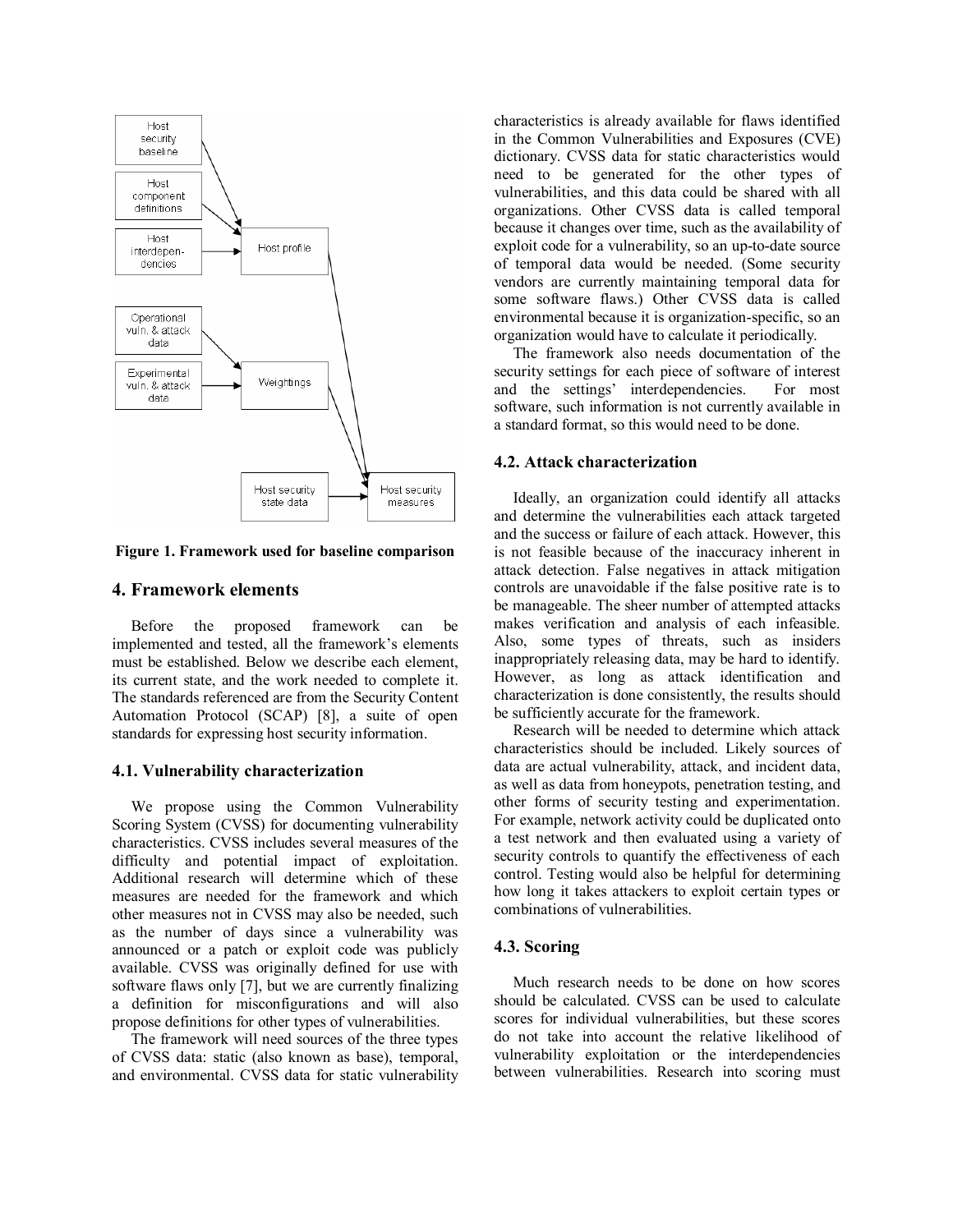Host security baseline

Host component definitions

Host interdependencies

Host profile

Operational vuln. & attack data

Experimental vuln. & attack data

Weightings

Host security state data

Host security measures

**Figure 1. Framework used for baseline comparison**

## 4. Framework elements

Before the proposed framework can be implemented and tested, all the framework's elements must be established. Below we describe each element, its current state, and the work needed to complete it. The standards referenced are from the Security Content Automation Protocol (SCAP) [8], a suite of open standards for expressing host security information.

### 4.1. Vulnerability characterization

We propose using the Common Vulnerability Scoring System (CVSS) for documenting vulnerability characteristics. CVSS includes several measures of the difficulty and potential impact of exploitation. Additional research will determine which of these measures are needed for the framework and which other measures not in CVSS may also be needed, such as the number of days since a vulnerability was announced or a patch or exploit code was publicly available. CVSS was originally defined for use with software flaws only [7], but we are currently finalizing a definition for misconfigurations and will also propose definitions for other types of vulnerabilities.

The framework will need sources of the three types of CVSS data: static (also known as base), temporal, and environmental. CVSS data for static vulnerability characteristics is already available for flaws identified in the Common Vulnerabilities and Exposures (CVE) dictionary. CVSS data for static characteristics would need to be generated for the other types of vulnerabilities, and this data could be shared with all organizations. Other CVSS data is called temporal because it changes over time, such as the availability of exploit code for a vulnerability, so an up-to-date source of temporal data would be needed. (Some security vendors are currently maintaining temporal data for some software flaws.) Other CVSS data is called environmental because it is organization-specific, so an organization would have to calculate it periodically.

The framework also needs documentation of the security settings for each piece of software of interest and the settings' interdependencies. For most software, such information is not currently available in a standard format, so this would need to be done.

### 4.2. Attack characterization

Ideally, an organization could identify all attacks and determine the vulnerabilities each attack targeted and the success or failure of each attack. However, this is not feasible because of the inaccuracy inherent in attack detection. False negatives in attack mitigation controls are unavoidable if the false positive rate is to be manageable. The sheer number of attempted attacks makes verification and analysis of each infeasible. Also, some types of threats, such as insiders inappropriately releasing data, may be hard to identify. However, as long as attack identification and characterization is done consistently, the results should be sufficiently accurate for the framework.

Research will be needed to determine which attack characteristics should be included. Likely sources of data are actual vulnerability, attack, and incident data, as well as data from honeypots, penetration testing, and other forms of security testing and experimentation. For example, network activity could be duplicated onto a test network and then evaluated using a variety of security controls to quantify the effectiveness of each control. Testing would also be helpful for determining how long it takes attackers to exploit certain types or combinations of vulnerabilities.

### 4.3. Scoring

Much research needs to be done on how scores should be calculated. CVSS can be used to calculate scores for individual vulnerabilities, but these scores do not take into account the relative likelihood of vulnerability exploitation or the interdependencies between vulnerabilities. Research into scoring must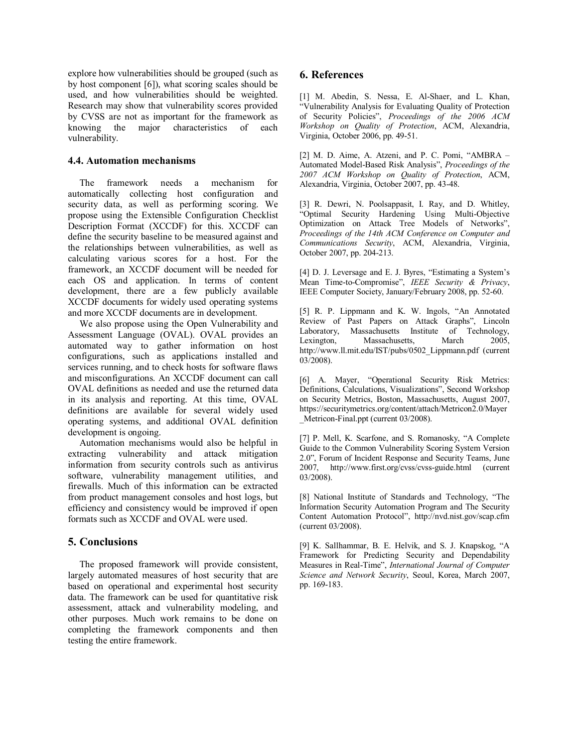explore how vulnerabilities should be grouped (such as by host component [6]), what scoring scales should be used, and how vulnerabilities should be weighted. Research may show that vulnerability scores provided by CVSS are not as important for the framework as knowing the major characteristics of each vulnerability.

### 4.4. Automation mechanisms

The framework needs a mechanism for automatically collecting host configuration and security data, as well as performing scoring. We propose using the Extensible Configuration Checklist Description Format (XCCDF) for this. XCCDF can define the security baseline to be measured against and the relationships between vulnerabilities, as well as calculating various scores for a host. For the framework, an XCCDF document will be needed for each OS and application. In terms of content development, there are a few publicly available XCCDF documents for widely used operating systems and more XCCDF documents are in development.

We also propose using the Open Vulnerability and Assessment Language (OVAL). OVAL provides an automated way to gather information on host configurations, such as applications installed and services running, and to check hosts for software flaws and misconfigurations. An XCCDF document can call OVAL definitions as needed and use the returned data in its analysis and reporting. At this time, OVAL definitions are available for several widely used operating systems, and additional OVAL definition development is ongoing.

Automation mechanisms would also be helpful in extracting vulnerability and attack mitigation information from security controls such as antivirus software, vulnerability management utilities, and firewalls. Much of this information can be extracted from product management consoles and host logs, but efficiency and consistency would be improved if open formats such as XCCDF and OVAL were used.

## 5. Conclusions

The proposed framework will provide consistent, largely automated measures of host security that are based on operational and experimental host security data. The framework can be used for quantitative risk assessment, attack and vulnerability modeling, and other purposes. Much work remains to be done on completing the framework components and then testing the entire framework.

## 6. References

[1] M. Abedin, S. Nessa, E. Al-Shaer, and L. Khan, "Vulnerability Analysis for Evaluating Quality of Protection of Security Policies", *Proceedings of the 2006 ACM Workshop on Quality of Protection*, ACM, Alexandria, Virginia, October 2006, pp. 49-51.

[2] M. D. Aime, A. Atzeni, and P. C. Pomi, "AMBRA – Automated Model-Based Risk Analysis", *Proceedings of the 2007 ACM Workshop on Quality of Protection*, ACM, Alexandria, Virginia, October 2007, pp. 43-48.

[3] R. Dewri, N. Poolsappasit, I. Ray, and D. Whitley, "Optimal Security Hardening Using Multi-Objective Optimization on Attack Tree Models of Networks", *Proceedings of the 14th ACM Conference on Computer and Communications Security*, ACM, Alexandria, Virginia, October 2007, pp. 204-213.

[4] D. J. Leversage and E. J. Byres, "Estimating a System's Mean Time-to-Compromise", *IEEE Security & Privacy*, IEEE Computer Society, January/February 2008, pp. 52-60.

[5] R. P. Lippmann and K. W. Ingols, "An Annotated Review of Past Papers on Attack Graphs", Lincoln Laboratory, Massachusetts Institute of Technology, Lexington, Massachusetts, March 2005, http://www.ll.mit.edu/IST/pubs/0502_Lippmann.pdf (current 03/2008).

[6] A. Mayer, "Operational Security Risk Metrics: Definitions, Calculations, Visualizations", Second Workshop on Security Metrics, Boston, Massachusetts, August 2007, https://securitymetrics.org/content/attach/Metricon2.0/Mayer_Metricon-Final.ppt (current 03/2008).

[7] P. Mell, K. Scarfone, and S. Romanosky, "A Complete Guide to the Common Vulnerability Scoring System Version 2.0", Forum of Incident Response and Security Teams, June 2007, http://www.first.org/cvss/cvss-guide.html (current 03/2008).

[8] National Institute of Standards and Technology, "The Information Security Automation Program and The Security Content Automation Protocol", http://nvd.nist.gov/scap.cfm (current 03/2008).

[9] K. Sallhammar, B. E. Helvik, and S. J. Knapskog, "A Framework for Predicting Security and Dependability Measures in Real-Time", *International Journal of Computer Science and Network Security*, Seoul, Korea, March 2007, pp. 169-183.